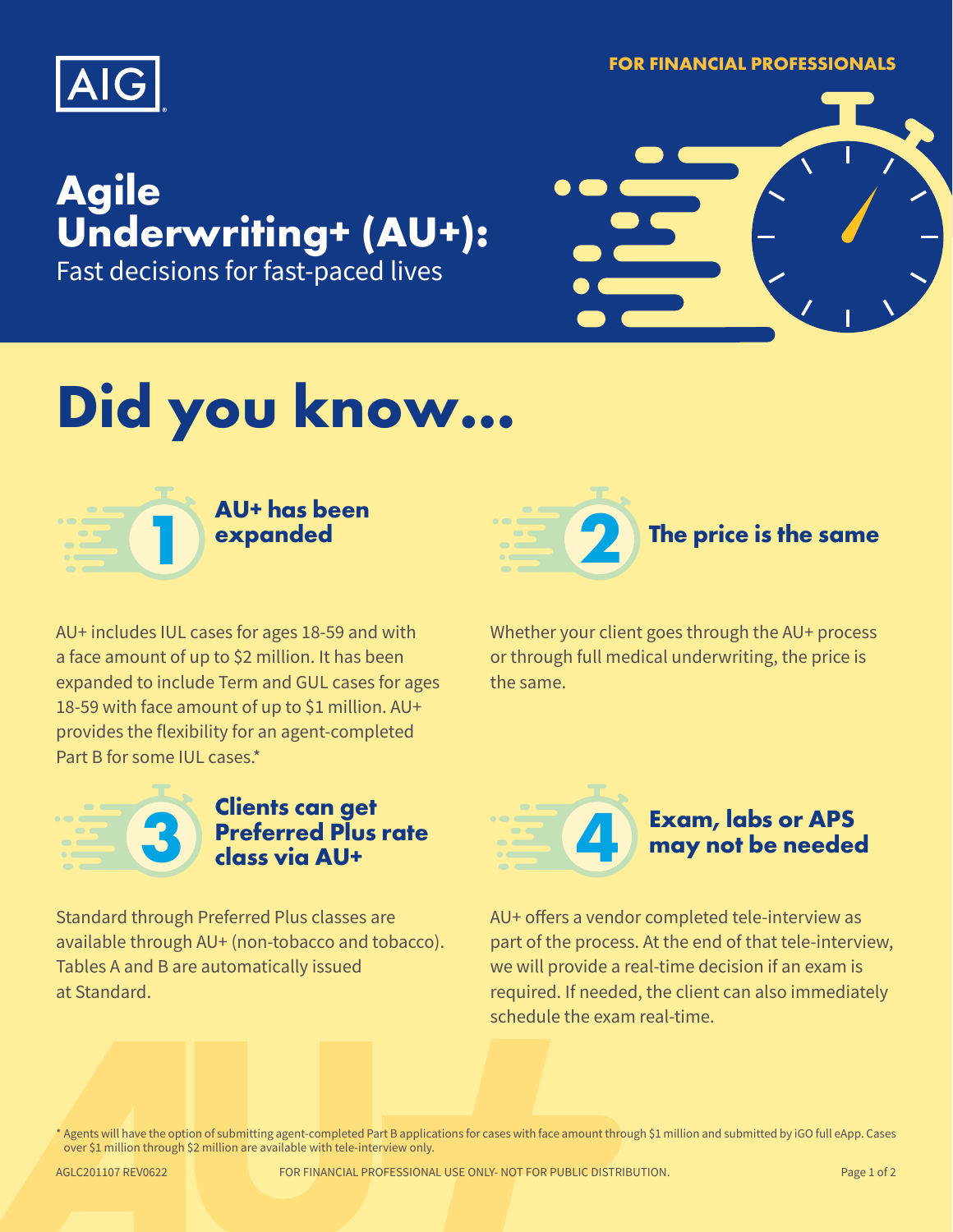FOR FINANCIAL PROFESSIONALS

# Agile Underwriting+ (AU+):

Fast decisions for fast-paced lives

# Did you know...

## 1 AU+ has been expanded

AU+ includes IUL cases for ages 18-59 and with a face amount of up to $2 million. It has been expanded to include Term and GUL cases for ages 18-59 with face amount of up to $1 million. AU+ provides the flexibility for an agent-completed Part B for some IUL cases.*

## 2 The price is the same

Whether your client goes through the AU+ process or through full medical underwriting, the price is the same.

## 3 Clients can get Preferred Plus rate class via AU+

Standard through Preferred Plus classes are available through AU+ (non-tobacco and tobacco). Tables A and B are automatically issued at Standard.

## 4 Exam, labs or APS may not be needed

AU+ offers a vendor completed tele-interview as part of the process. At the end of that tele-interview, we will provide a real-time decision if an exam is required. If needed, the client can also immediately schedule the exam real-time.

* Agents will have the option of submitting agent-completed Part B applications for cases with face amount through $1 million and submitted by iGO full eApp. Cases over $1 million through $2 million are available with tele-interview only.

AGLC201107 REV0622

FOR FINANCIAL PROFESSIONAL USE ONLY- NOT FOR PUBLIC DISTRIBUTION.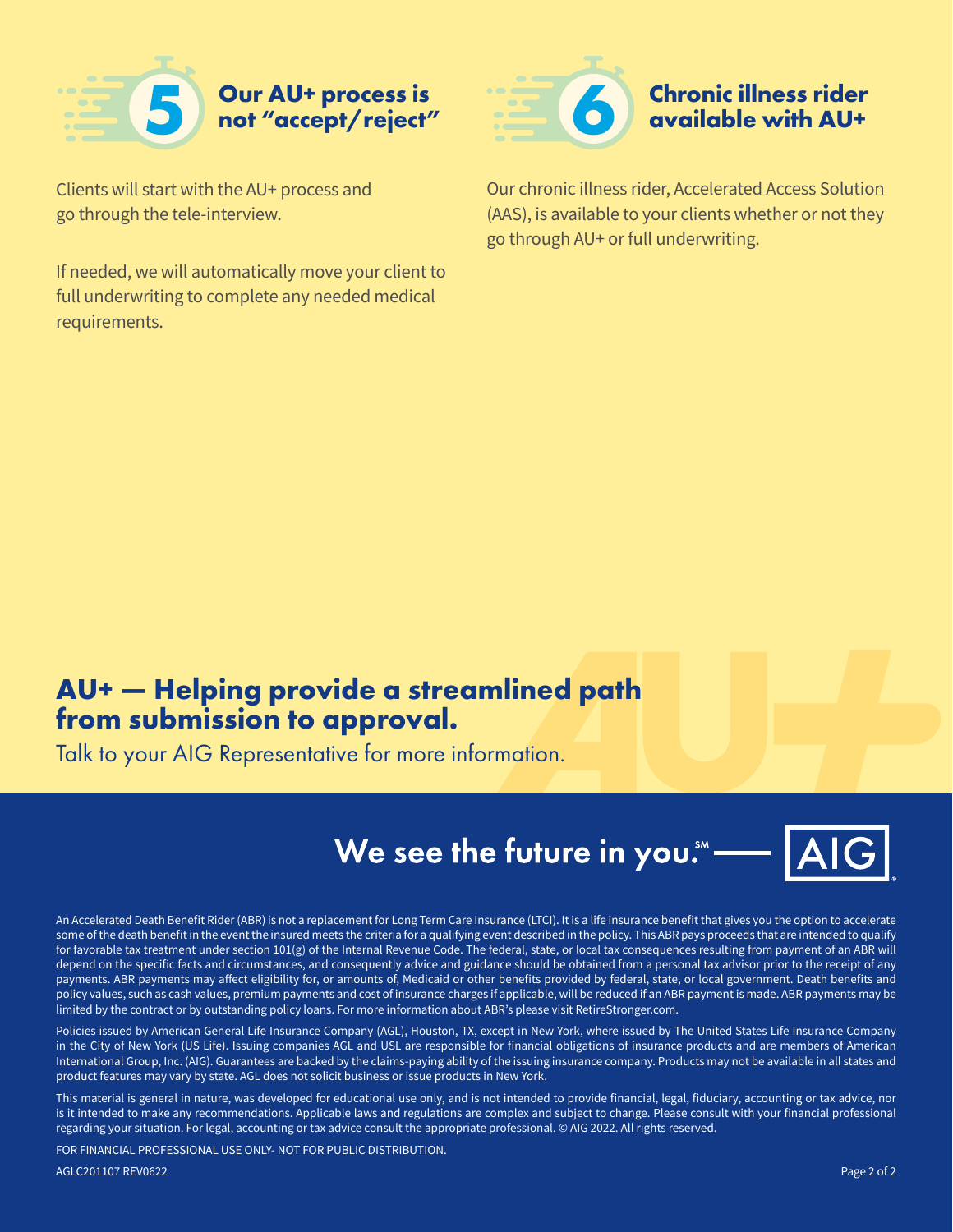## 5 Our AU+ process is not "accept/reject"

Clients will start with the AU+ process and go through the tele-interview.

If needed, we will automatically move your client to full underwriting to complete any needed medical requirements.

## 6 Chronic illness rider available with AU+

Our chronic illness rider, Accelerated Access Solution (AAS), is available to your clients whether or not they go through AU+ or full underwriting.

## AU+ — Helping provide a streamlined path from submission to approval.

Talk to your AIG Representative for more information.

We see the future in you.℠ — AIG

An Accelerated Death Benefit Rider (ABR) is not a replacement for Long Term Care Insurance (LTCI). It is a life insurance benefit that gives you the option to accelerate some of the death benefit in the event the insured meets the criteria for a qualifying event described in the policy. This ABR pays proceeds that are intended to qualify for favorable tax treatment under section 101(g) of the Internal Revenue Code. The federal, state, or local tax consequences resulting from payment of an ABR will depend on the specific facts and circumstances, and consequently advice and guidance should be obtained from a personal tax advisor prior to the receipt of any payments. ABR payments may affect eligibility for, or amounts of, Medicaid or other benefits provided by federal, state, or local government. Death benefits and policy values, such as cash values, premium payments and cost of insurance charges if applicable, will be reduced if an ABR payment is made. ABR payments may be limited by the contract or by outstanding policy loans. For more information about ABR's please visit RetireStronger.com.

Policies issued by American General Life Insurance Company (AGL), Houston, TX, except in New York, where issued by The United States Life Insurance Company in the City of New York (US Life). Issuing companies AGL and USL are responsible for financial obligations of insurance products and are members of American International Group, Inc. (AIG). Guarantees are backed by the claims-paying ability of the issuing insurance company. Products may not be available in all states and product features may vary by state. AGL does not solicit business or issue products in New York.

This material is general in nature, was developed for educational use only, and is not intended to provide financial, legal, fiduciary, accounting or tax advice, nor is it intended to make any recommendations. Applicable laws and regulations are complex and subject to change. Please consult with your financial professional regarding your situation. For legal, accounting or tax advice consult the appropriate professional. © AIG 2022. All rights reserved.

FOR FINANCIAL PROFESSIONAL USE ONLY- NOT FOR PUBLIC DISTRIBUTION.

AGLC201107 REV0622